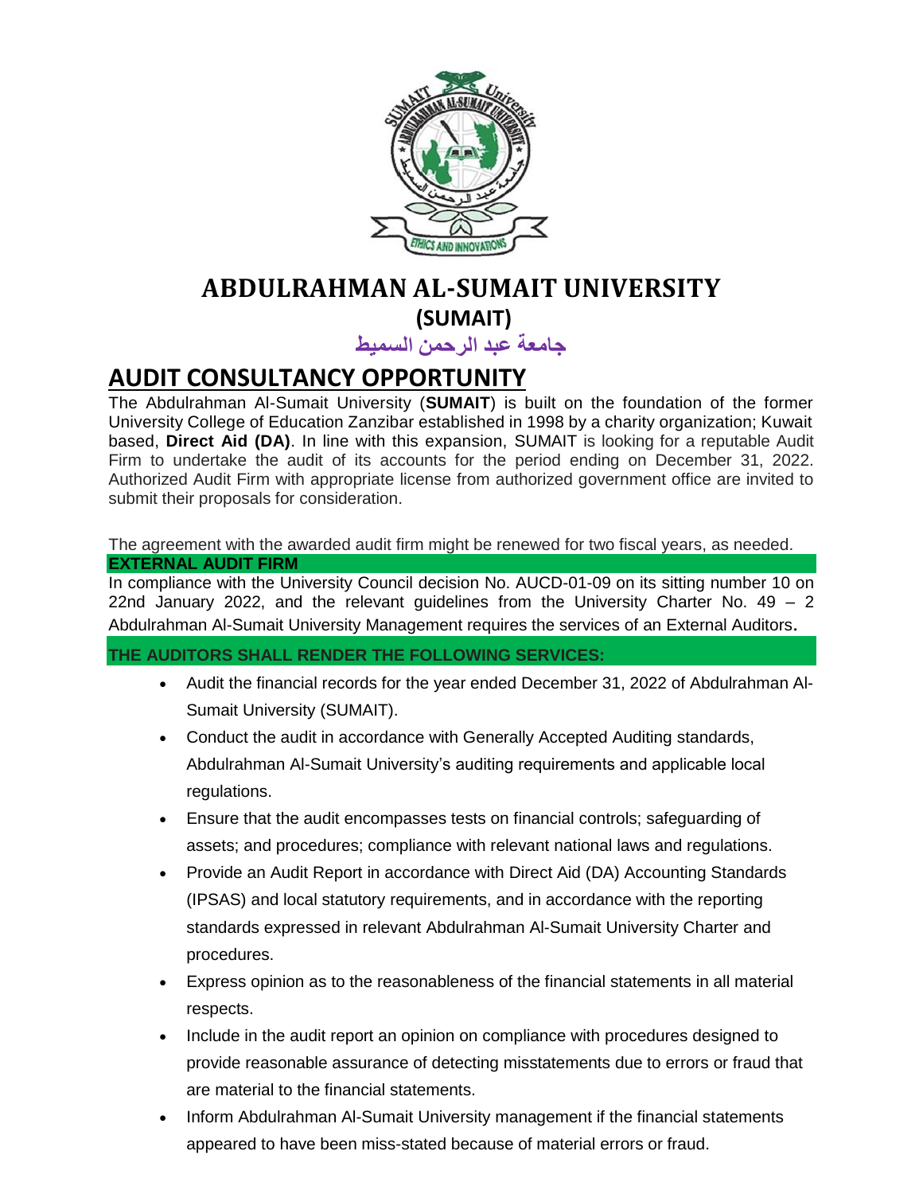# ABDULRAHMAN AL-SUMAIT UNIVERSITY

## (SUMAIT)

## جامعة عبد الرحمن السميط

## AUDIT CONSULTANCY OPPORTUNITY

The Abdulrahman Al-Sumait University (**SUMAIT**) is built on the foundation of the former University College of Education Zanzibar established in 1998 by a charity organization; Kuwait based, **Direct Aid (DA)**. In line with this expansion, SUMAIT is looking for a reputable Audit Firm to undertake the audit of its accounts for the period ending on December 31, 2022. Authorized Audit Firm with appropriate license from authorized government office are invited to submit their proposals for consideration.

The agreement with the awarded audit firm might be renewed for two fiscal years, as needed.

**EXTERNAL AUDIT FIRM**

In compliance with the University Council decision No. AUCD-01-09 on its sitting number 10 on 22nd January 2022, and the relevant guidelines from the University Charter No. 49 – 2 Abdulrahman Al-Sumait University Management requires the services of an External Auditors.

**THE AUDITORS SHALL RENDER THE FOLLOWING SERVICES:**

- Audit the financial records for the year ended December 31, 2022 of Abdulrahman Al-Sumait University (SUMAIT).
- Conduct the audit in accordance with Generally Accepted Auditing standards, Abdulrahman Al-Sumait University's auditing requirements and applicable local regulations.
- Ensure that the audit encompasses tests on financial controls; safeguarding of assets; and procedures; compliance with relevant national laws and regulations.
- Provide an Audit Report in accordance with Direct Aid (DA) Accounting Standards (IPSAS) and local statutory requirements, and in accordance with the reporting standards expressed in relevant Abdulrahman Al-Sumait University Charter and procedures.
- Express opinion as to the reasonableness of the financial statements in all material respects.
- Include in the audit report an opinion on compliance with procedures designed to provide reasonable assurance of detecting misstatements due to errors or fraud that are material to the financial statements.
- Inform Abdulrahman Al-Sumait University management if the financial statements appeared to have been miss-stated because of material errors or fraud.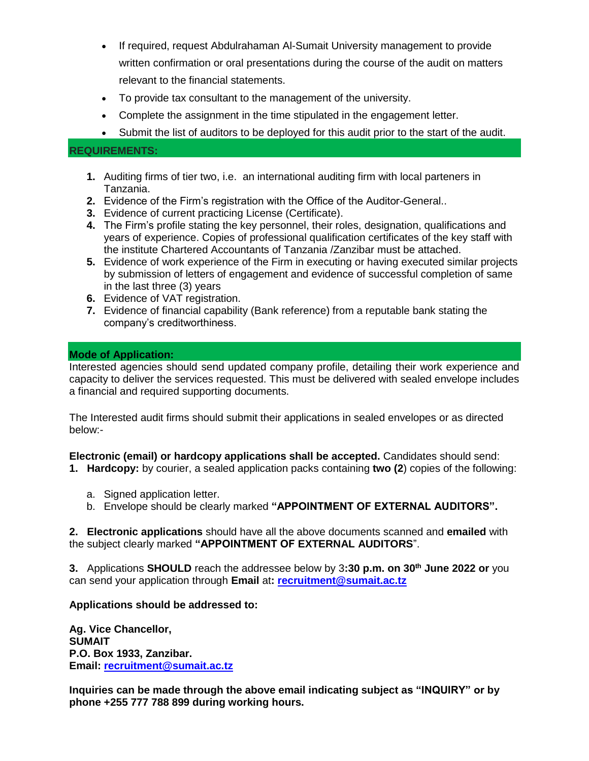- If required, request Abdulrahaman Al-Sumait University management to provide written confirmation or oral presentations during the course of the audit on matters relevant to the financial statements.
- To provide tax consultant to the management of the university.
- Complete the assignment in the time stipulated in the engagement letter.
- Submit the list of auditors to be deployed for this audit prior to the start of the audit.

## REQUIREMENTS:

1. Auditing firms of tier two, i.e. an international auditing firm with local parteners in Tanzania.
2. Evidence of the Firm's registration with the Office of the Auditor-General..
3. Evidence of current practicing License (Certificate).
4. The Firm's profile stating the key personnel, their roles, designation, qualifications and years of experience. Copies of professional qualification certificates of the key staff with the institute Chartered Accountants of Tanzania /Zanzibar must be attached.
5. Evidence of work experience of the Firm in executing or having executed similar projects by submission of letters of engagement and evidence of successful completion of same in the last three (3) years
6. Evidence of VAT registration.
7. Evidence of financial capability (Bank reference) from a reputable bank stating the company's creditworthiness.

## Mode of Application:

Interested agencies should send updated company profile, detailing their work experience and capacity to deliver the services requested. This must be delivered with sealed envelope includes a financial and required supporting documents.

The Interested audit firms should submit their applications in sealed envelopes or as directed below:-

**Electronic (email) or hardcopy applications shall be accepted.** Candidates should send:

1. **Hardcopy:** by courier, a sealed application packs containing **two (2**) copies of the following:
   a. Signed application letter.
   b. Envelope should be clearly marked **"APPOINTMENT OF EXTERNAL AUDITORS".**

**2. Electronic applications** should have all the above documents scanned and **emailed** with the subject clearly marked **"APPOINTMENT OF EXTERNAL AUDITORS**".

**3.** Applications **SHOULD** reach the addressee below by 3**:30 p.m. on 30th June 2022 or** you can send your application through **Email** at**: recruitment@sumait.ac.tz**

**Applications should be addressed to:**

**Ag. Vice Chancellor,**
**SUMAIT**
**P.O. Box 1933, Zanzibar.**
**Email: recruitment@sumait.ac.tz**

**Inquiries can be made through the above email indicating subject as "INQUIRY" or by phone +255 777 788 899 during working hours.**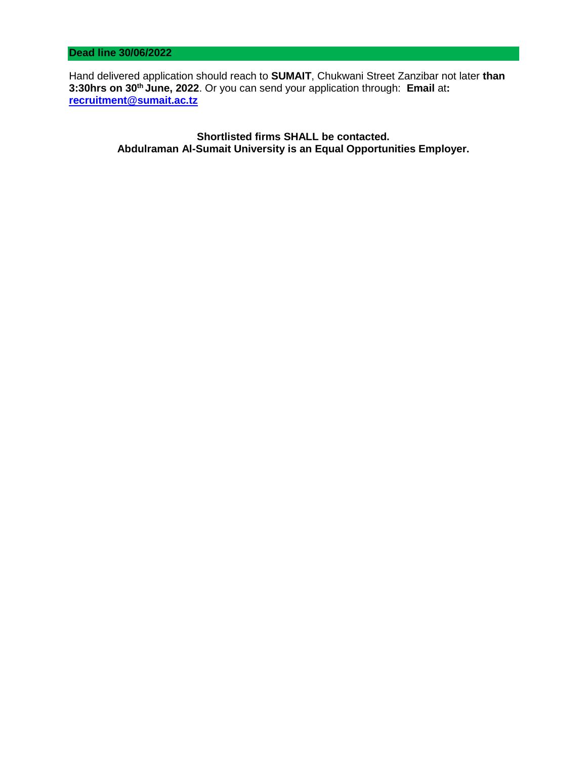**Dead line 30/06/2022**

Hand delivered application should reach to **SUMAIT**, Chukwani Street Zanzibar not later **than 3:30hrs on 30th June, 2022**. Or you can send your application through: **Email** at**:** **recruitment@sumait.ac.tz**

**Shortlisted firms SHALL be contacted.**
**Abdulraman Al-Sumait University is an Equal Opportunities Employer.**